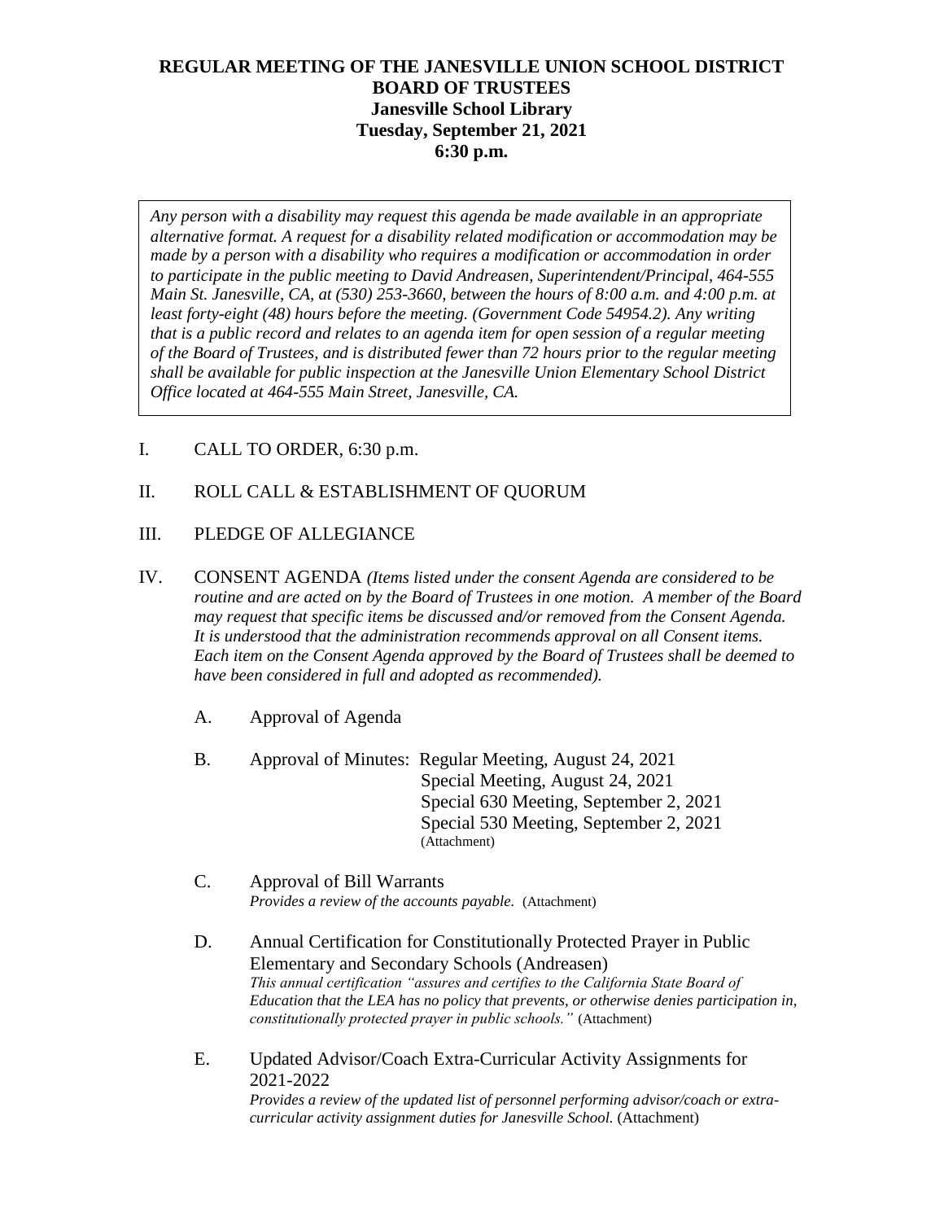# REGULAR MEETING OF THE JANESVILLE UNION SCHOOL DISTRICT BOARD OF TRUSTEES

**Janesville School Library**
**Tuesday, September 21, 2021**
**6:30 p.m.**

*Any person with a disability may request this agenda be made available in an appropriate alternative format. A request for a disability related modification or accommodation may be made by a person with a disability who requires a modification or accommodation in order to participate in the public meeting to David Andreasen, Superintendent/Principal, 464-555 Main St. Janesville, CA, at (530) 253-3660, between the hours of 8:00 a.m. and 4:00 p.m. at least forty-eight (48) hours before the meeting. (Government Code 54954.2). Any writing that is a public record and relates to an agenda item for open session of a regular meeting of the Board of Trustees, and is distributed fewer than 72 hours prior to the regular meeting shall be available for public inspection at the Janesville Union Elementary School District Office located at 464-555 Main Street, Janesville, CA.*

I. CALL TO ORDER, 6:30 p.m.

II. ROLL CALL & ESTABLISHMENT OF QUORUM

III. PLEDGE OF ALLEGIANCE

IV. CONSENT AGENDA *(Items listed under the consent Agenda are considered to be routine and are acted on by the Board of Trustees in one motion. A member of the Board may request that specific items be discussed and/or removed from the Consent Agenda. It is understood that the administration recommends approval on all Consent items. Each item on the Consent Agenda approved by the Board of Trustees shall be deemed to have been considered in full and adopted as recommended).*

A. Approval of Agenda

B. Approval of Minutes: Regular Meeting, August 24, 2021
Special Meeting, August 24, 2021
Special 630 Meeting, September 2, 2021
Special 530 Meeting, September 2, 2021
(Attachment)

C. Approval of Bill Warrants
*Provides a review of the accounts payable.* (Attachment)

D. Annual Certification for Constitutionally Protected Prayer in Public Elementary and Secondary Schools (Andreasen)
*This annual certification "assures and certifies to the California State Board of Education that the LEA has no policy that prevents, or otherwise denies participation in, constitutionally protected prayer in public schools."* (Attachment)

E. Updated Advisor/Coach Extra-Curricular Activity Assignments for 2021-2022
*Provides a review of the updated list of personnel performing advisor/coach or extra-curricular activity assignment duties for Janesville School.* (Attachment)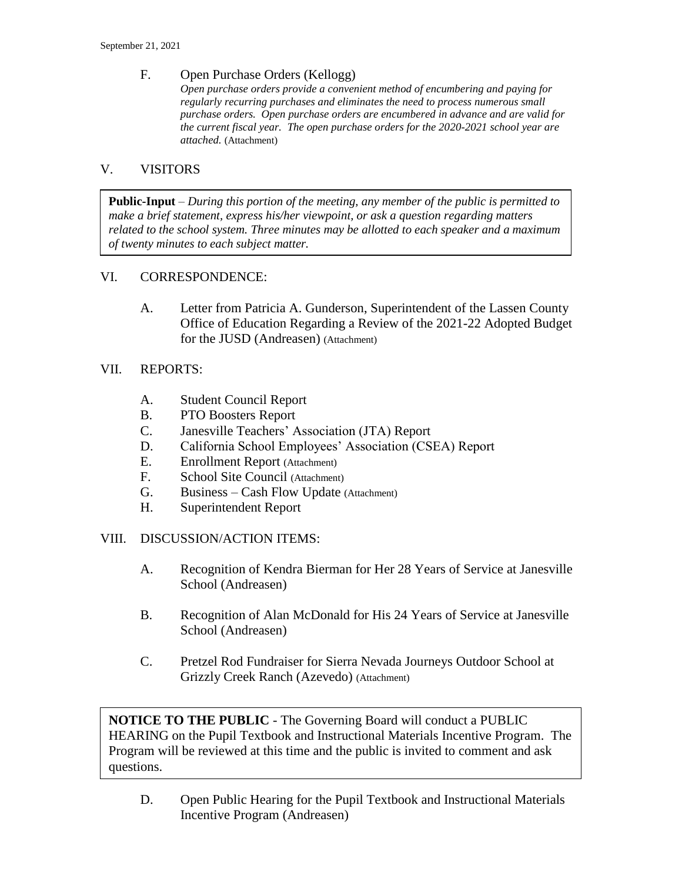F. Open Purchase Orders (Kellogg)
*Open purchase orders provide a convenient method of encumbering and paying for regularly recurring purchases and eliminates the need to process numerous small purchase orders. Open purchase orders are encumbered in advance and are valid for the current fiscal year. The open purchase orders for the 2020-2021 school year are attached.* (Attachment)

## V. VISITORS

**Public-Input** – *During this portion of the meeting, any member of the public is permitted to make a brief statement, express his/her viewpoint, or ask a question regarding matters related to the school system. Three minutes may be allotted to each speaker and a maximum of twenty minutes to each subject matter.*

## VI. CORRESPONDENCE:

A. Letter from Patricia A. Gunderson, Superintendent of the Lassen County Office of Education Regarding a Review of the 2021-22 Adopted Budget for the JUSD (Andreasen) (Attachment)

## VII. REPORTS:

A. Student Council Report
B. PTO Boosters Report
C. Janesville Teachers' Association (JTA) Report
D. California School Employees' Association (CSEA) Report
E. Enrollment Report (Attachment)
F. School Site Council (Attachment)
G. Business – Cash Flow Update (Attachment)
H. Superintendent Report

## VIII. DISCUSSION/ACTION ITEMS:

A. Recognition of Kendra Bierman for Her 28 Years of Service at Janesville School (Andreasen)

B. Recognition of Alan McDonald for His 24 Years of Service at Janesville School (Andreasen)

C. Pretzel Rod Fundraiser for Sierra Nevada Journeys Outdoor School at Grizzly Creek Ranch (Azevedo) (Attachment)

**NOTICE TO THE PUBLIC** - The Governing Board will conduct a PUBLIC HEARING on the Pupil Textbook and Instructional Materials Incentive Program. The Program will be reviewed at this time and the public is invited to comment and ask questions.

D. Open Public Hearing for the Pupil Textbook and Instructional Materials Incentive Program (Andreasen)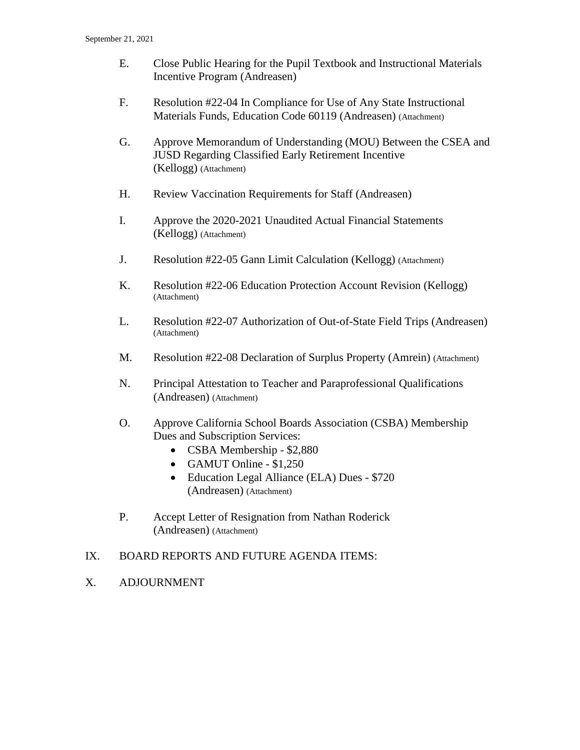E. Close Public Hearing for the Pupil Textbook and Instructional Materials Incentive Program (Andreasen)

F. Resolution #22-04 In Compliance for Use of Any State Instructional Materials Funds, Education Code 60119 (Andreasen) (Attachment)

G. Approve Memorandum of Understanding (MOU) Between the CSEA and JUSD Regarding Classified Early Retirement Incentive (Kellogg) (Attachment)

H. Review Vaccination Requirements for Staff (Andreasen)

I. Approve the 2020-2021 Unaudited Actual Financial Statements (Kellogg) (Attachment)

J. Resolution #22-05 Gann Limit Calculation (Kellogg) (Attachment)

K. Resolution #22-06 Education Protection Account Revision (Kellogg) (Attachment)

L. Resolution #22-07 Authorization of Out-of-State Field Trips (Andreasen) (Attachment)

M. Resolution #22-08 Declaration of Surplus Property (Amrein) (Attachment)

N. Principal Attestation to Teacher and Paraprofessional Qualifications (Andreasen) (Attachment)

O. Approve California School Boards Association (CSBA) Membership Dues and Subscription Services:
   - CSBA Membership - $2,880
   - GAMUT Online - $1,250
   - Education Legal Alliance (ELA) Dues - $720 (Andreasen) (Attachment)

P. Accept Letter of Resignation from Nathan Roderick (Andreasen) (Attachment)

IX. BOARD REPORTS AND FUTURE AGENDA ITEMS:

X. ADJOURNMENT